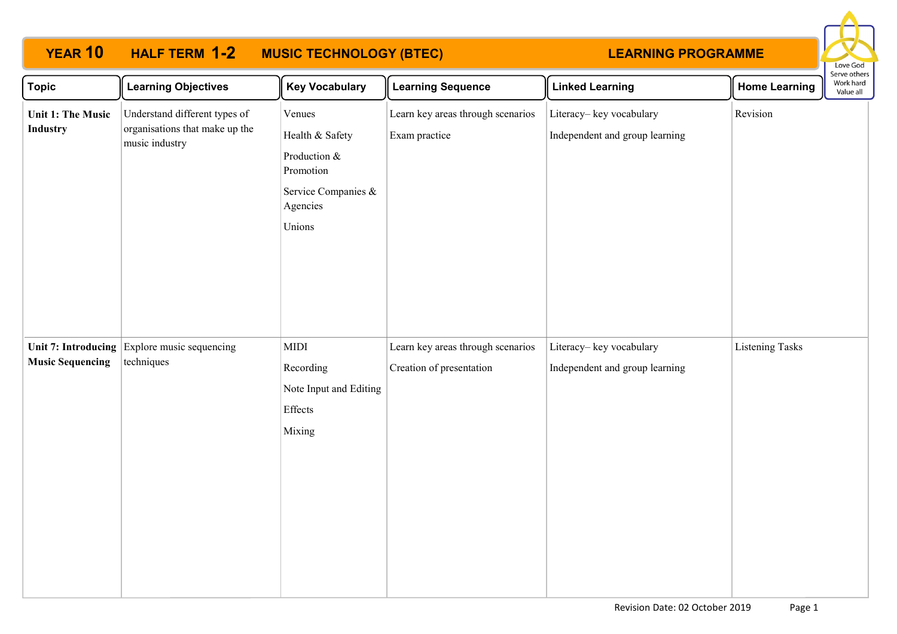# YEAR 10 HALF TERM 1-2 MUSIC TECHNOLOGY (BTEC) LEARNING PROGRAMME

Love God
Serve others
Work hard
Value all

| Topic | Learning Objectives | Key Vocabulary | Learning Sequence | Linked Learning | Home Learning |
|---|---|---|---|---|---|
| **Unit 1: The Music Industry** | Understand different types of organisations that make up the music industry | Venues<br>Health & Safety<br>Production & Promotion<br>Service Companies & Agencies<br>Unions | Learn key areas through scenarios<br>Exam practice | Literacy– key vocabulary<br>Independent and group learning | Revision |
| **Unit 7: Introducing Music Sequencing** | Explore music sequencing techniques | MIDI<br>Recording<br>Note Input and Editing<br>Effects<br>Mixing | Learn key areas through scenarios<br>Creation of presentation | Literacy– key vocabulary<br>Independent and group learning | Listening Tasks |

Revision Date: 02 October 2019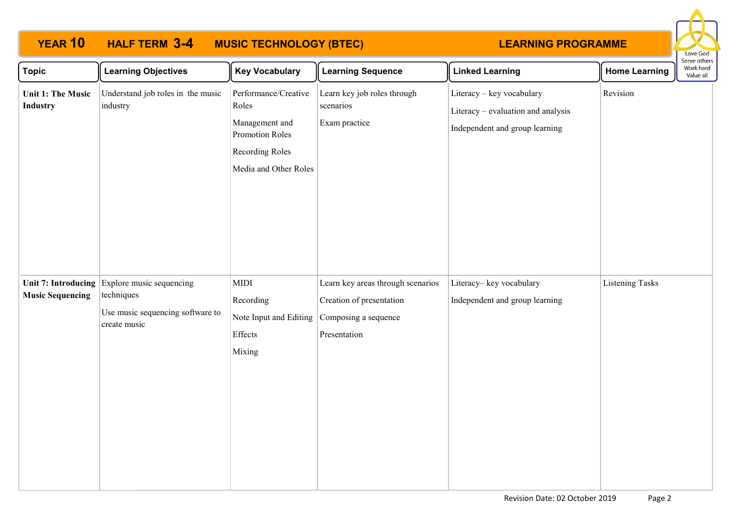# YEAR 10 HALF TERM 3-4 MUSIC TECHNOLOGY (BTEC) LEARNING PROGRAMME

Love God
Serve others
Work hard
Value all

| Topic | Learning Objectives | Key Vocabulary | Learning Sequence | Linked Learning | Home Learning |
|---|---|---|---|---|---|
| **Unit 1: The Music Industry** | Understand job roles in the music industry | Performance/Creative Roles<br>Management and Promotion Roles<br>Recording Roles<br>Media and Other Roles | Learn key job roles through scenarios<br>Exam practice | Literacy – key vocabulary<br>Literacy – evaluation and analysis<br>Independent and group learning | Revision |
| **Unit 7: Introducing Music Sequencing** | Explore music sequencing techniques<br>Use music sequencing software to create music | MIDI<br>Recording<br>Note Input and Editing<br>Effects<br>Mixing | Learn key areas through scenarios<br>Creation of presentation<br>Composing a sequence<br>Presentation | Literacy– key vocabulary<br>Independent and group learning | Listening Tasks |

Revision Date: 02 October 2019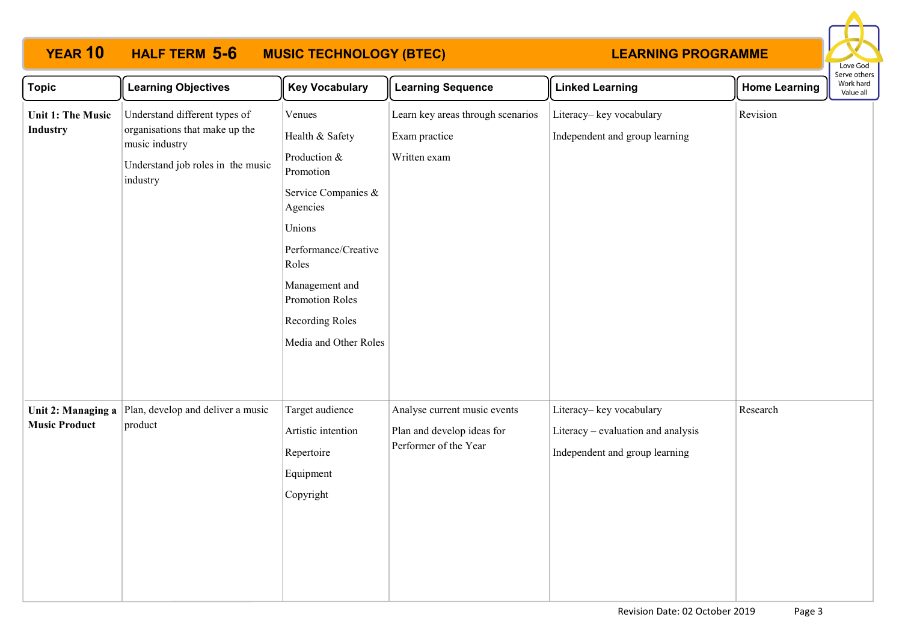# YEAR 10 HALF TERM 5-6 MUSIC TECHNOLOGY (BTEC) LEARNING PROGRAMME

Love God
Serve others
Work hard
Value all

| Topic | Learning Objectives | Key Vocabulary | Learning Sequence | Linked Learning | Home Learning |
|---|---|---|---|---|---|
| **Unit 1: The Music Industry** | Understand different types of organisations that make up the music industry<br><br>Understand job roles in the music industry | Venues<br><br>Health & Safety<br><br>Production & Promotion<br><br>Service Companies & Agencies<br><br>Unions<br><br>Performance/Creative Roles<br><br>Management and Promotion Roles<br><br>Recording Roles<br><br>Media and Other Roles | Learn key areas through scenarios<br><br>Exam practice<br><br>Written exam | Literacy– key vocabulary<br><br>Independent and group learning | Revision |
| **Unit 2: Managing a Music Product** | Plan, develop and deliver a music product | Target audience<br><br>Artistic intention<br><br>Repertoire<br><br>Equipment<br><br>Copyright | Analyse current music events<br><br>Plan and develop ideas for Performer of the Year | Literacy– key vocabulary<br><br>Literacy – evaluation and analysis<br><br>Independent and group learning | Research |

Revision Date: 02 October 2019